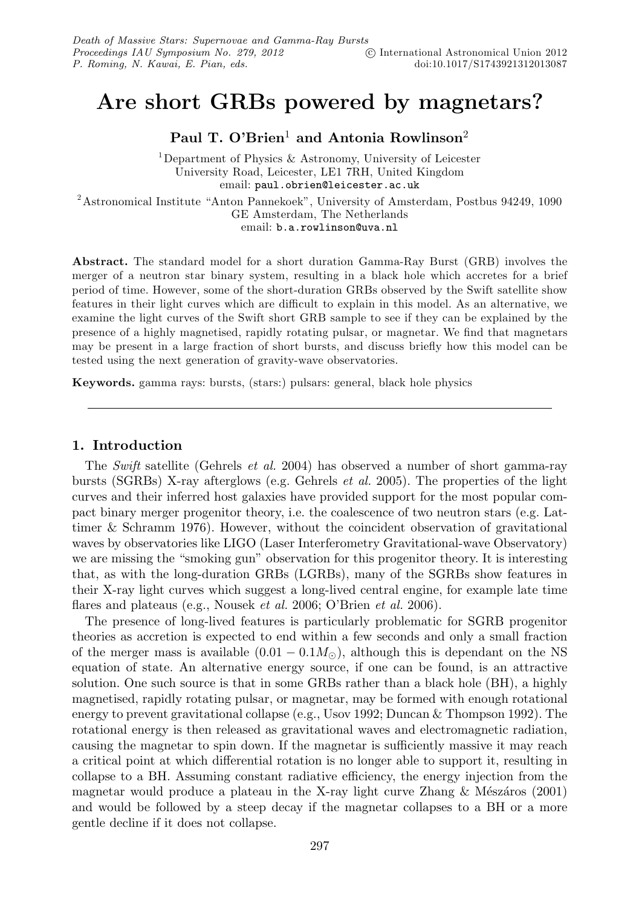# Are short GRBs powered by magnetars?

**Paul T. O'Brien**[1] **and Antonia Rowlinson**[2]

[1]Department of Physics & Astronomy, University of Leicester
University Road, Leicester, LE1 7RH, United Kingdom
email: paul.obrien@leicester.ac.uk

[2]Astronomical Institute "Anton Pannekoek", University of Amsterdam, Postbus 94249, 1090 GE Amsterdam, The Netherlands
email: b.a.rowlinson@uva.nl

**Abstract.** The standard model for a short duration Gamma-Ray Burst (GRB) involves the merger of a neutron star binary system, resulting in a black hole which accretes for a brief period of time. However, some of the short-duration GRBs observed by the Swift satellite show features in their light curves which are difficult to explain in this model. As an alternative, we examine the light curves of the Swift short GRB sample to see if they can be explained by the presence of a highly magnetised, rapidly rotating pulsar, or magnetar. We find that magnetars may be present in a large fraction of short bursts, and discuss briefly how this model can be tested using the next generation of gravity-wave observatories.

**Keywords.** gamma rays: bursts, (stars:) pulsars: general, black hole physics

## 1. Introduction

The *Swift* satellite (Gehrels *et al.* 2004) has observed a number of short gamma-ray bursts (SGRBs) X-ray afterglows (e.g. Gehrels *et al.* 2005). The properties of the light curves and their inferred host galaxies have provided support for the most popular compact binary merger progenitor theory, i.e. the coalescence of two neutron stars (e.g. Lattimer & Schramm 1976). However, without the coincident observation of gravitational waves by observatories like LIGO (Laser Interferometry Gravitational-wave Observatory) we are missing the "smoking gun" observation for this progenitor theory. It is interesting that, as with the long-duration GRBs (LGRBs), many of the SGRBs show features in their X-ray light curves which suggest a long-lived central engine, for example late time flares and plateaus (e.g., Nousek *et al.* 2006; O'Brien *et al.* 2006).

The presence of long-lived features is particularly problematic for SGRB progenitor theories as accretion is expected to end within a few seconds and only a small fraction of the merger mass is available ($0.01 - 0.1 M_{\odot}$), although this is dependant on the NS equation of state. An alternative energy source, if one can be found, is an attractive solution. One such source is that in some GRBs rather than a black hole (BH), a highly magnetised, rapidly rotating pulsar, or magnetar, may be formed with enough rotational energy to prevent gravitational collapse (e.g., Usov 1992; Duncan & Thompson 1992). The rotational energy is then released as gravitational waves and electromagnetic radiation, causing the magnetar to spin down. If the magnetar is sufficiently massive it may reach a critical point at which differential rotation is no longer able to support it, resulting in collapse to a BH. Assuming constant radiative efficiency, the energy injection from the magnetar would produce a plateau in the X-ray light curve Zhang & Mészáros (2001) and would be followed by a steep decay if the magnetar collapses to a BH or a more gentle decline if it does not collapse.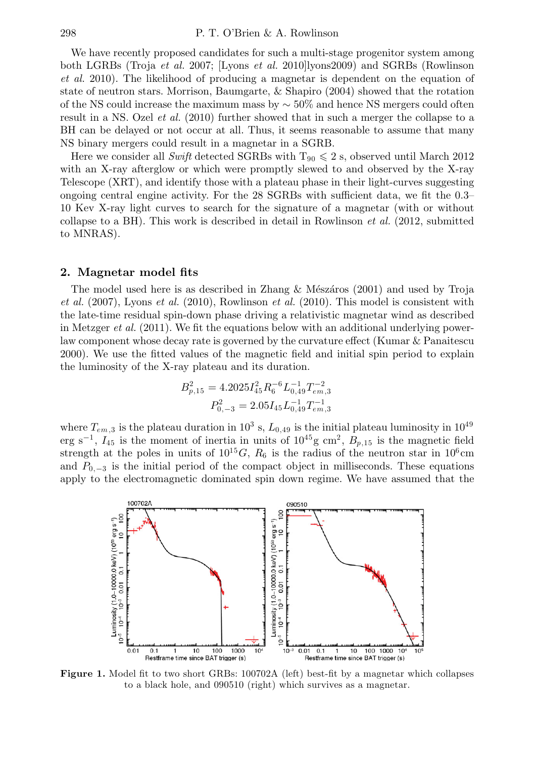We have recently proposed candidates for such a multi-stage progenitor system among both LGRBs (Troja *et al.* 2007; [Lyons *et al.* 2010]lyons2009) and SGRBs (Rowlinson *et al.* 2010). The likelihood of producing a magnetar is dependent on the equation of state of neutron stars. Morrison, Baumgarte, & Shapiro (2004) showed that the rotation of the NS could increase the maximum mass by $\sim 50\%$ and hence NS mergers could often result in a NS. Ozel *et al.* (2010) further showed that in such a merger the collapse to a BH can be delayed or not occur at all. Thus, it seems reasonable to assume that many NS binary mergers could result in a magnetar in a SGRB.

Here we consider all *Swift* detected SGRBs with $T_{90} \leqslant 2$ s, observed until March 2012 with an X-ray afterglow or which were promptly slewed to and observed by the X-ray Telescope (XRT), and identify those with a plateau phase in their light-curves suggesting ongoing central engine activity. For the 28 SGRBs with sufficient data, we fit the 0.3–10 Kev X-ray light curves to search for the signature of a magnetar (with or without collapse to a BH). This work is described in detail in Rowlinson *et al.* (2012, submitted to MNRAS).

## 2. Magnetar model fits

The model used here is as described in Zhang & Mészáros (2001) and used by Troja *et al.* (2007), Lyons *et al.* (2010), Rowlinson *et al.* (2010). This model is consistent with the late-time residual spin-down phase driving a relativistic magnetar wind as described in Metzger *et al.* (2011). We fit the equations below with an additional underlying power-law component whose decay rate is governed by the curvature effect (Kumar & Panaitescu 2000). We use the fitted values of the magnetic field and initial spin period to explain the luminosity of the X-ray plateau and its duration.

$$B_{p,15}^2 = 4.2025 I_{45}^2 R_6^{-6} L_{0,49}^{-1} T_{em,3}^{-2}$$

$$P_{0,-3}^2 = 2.05 I_{45} L_{0,49}^{-1} T_{em,3}^{-1}$$

where $T_{em,3}$ is the plateau duration in $10^3$ s, $L_{0,49}$ is the initial plateau luminosity in $10^{49}$ erg s$^{-1}$, $I_{45}$ is the moment of inertia in units of $10^{45}$g cm$^2$, $B_{p,15}$ is the magnetic field strength at the poles in units of $10^{15}G$, $R_6$ is the radius of the neutron star in $10^6$cm and $P_{0,-3}$ is the initial period of the compact object in milliseconds. These equations apply to the electromagnetic dominated spin down regime. We have assumed that the

**Figure 1.** Model fit to two short GRBs: 100702A (left) best-fit by a magnetar which collapses to a black hole, and 090510 (right) which survives as a magnetar.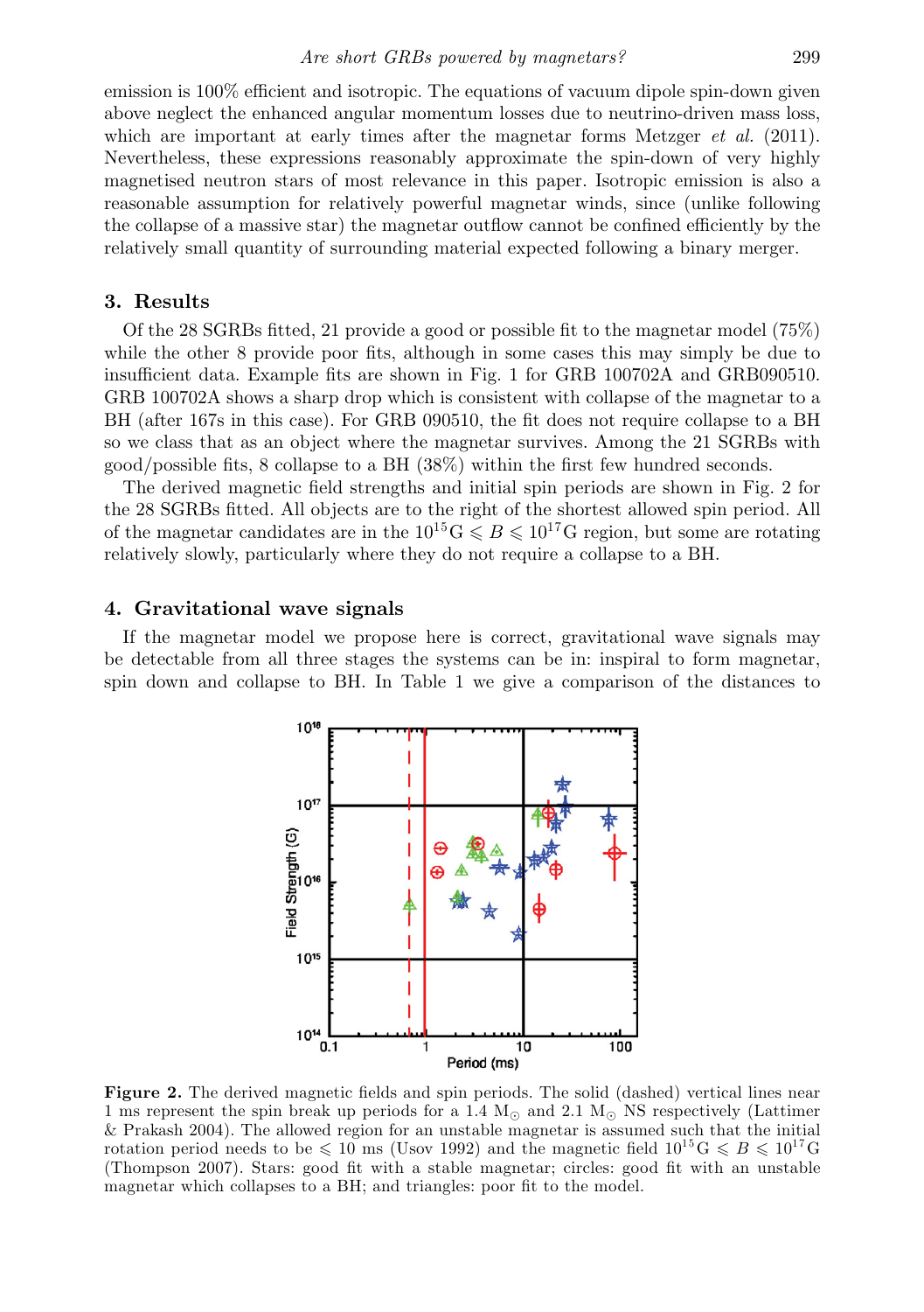emission is 100% efficient and isotropic. The equations of vacuum dipole spin-down given above neglect the enhanced angular momentum losses due to neutrino-driven mass loss, which are important at early times after the magnetar forms Metzger *et al.* (2011). Nevertheless, these expressions reasonably approximate the spin-down of very highly magnetised neutron stars of most relevance in this paper. Isotropic emission is also a reasonable assumption for relatively powerful magnetar winds, since (unlike following the collapse of a massive star) the magnetar outflow cannot be confined efficiently by the relatively small quantity of surrounding material expected following a binary merger.

## 3. Results

Of the 28 SGRBs fitted, 21 provide a good or possible fit to the magnetar model (75%) while the other 8 provide poor fits, although in some cases this may simply be due to insufficient data. Example fits are shown in Fig. 1 for GRB 100702A and GRB090510. GRB 100702A shows a sharp drop which is consistent with collapse of the magnetar to a BH (after 167s in this case). For GRB 090510, the fit does not require collapse to a BH so we class that as an object where the magnetar survives. Among the 21 SGRBs with good/possible fits, 8 collapse to a BH (38%) within the first few hundred seconds.

The derived magnetic field strengths and initial spin periods are shown in Fig. 2 for the 28 SGRBs fitted. All objects are to the right of the shortest allowed spin period. All of the magnetar candidates are in the $10^{15}\mathrm{G} \leqslant B \leqslant 10^{17}\mathrm{G}$ region, but some are rotating relatively slowly, particularly where they do not require a collapse to a BH.

## 4. Gravitational wave signals

If the magnetar model we propose here is correct, gravitational wave signals may be detectable from all three stages the systems can be in: inspiral to form magnetar, spin down and collapse to BH. In Table 1 we give a comparison of the distances to

**Figure 2.** The derived magnetic fields and spin periods. The solid (dashed) vertical lines near 1 ms represent the spin break up periods for a 1.4 $M_{\odot}$ and 2.1 $M_{\odot}$ NS respectively (Lattimer & Prakash 2004). The allowed region for an unstable magnetar is assumed such that the initial rotation period needs to be $\leqslant$ 10 ms (Usov 1992) and the magnetic field $10^{15}\mathrm{G} \leqslant B \leqslant 10^{17}\mathrm{G}$ (Thompson 2007). Stars: good fit with a stable magnetar; circles: good fit with an unstable magnetar which collapses to a BH; and triangles: poor fit to the model.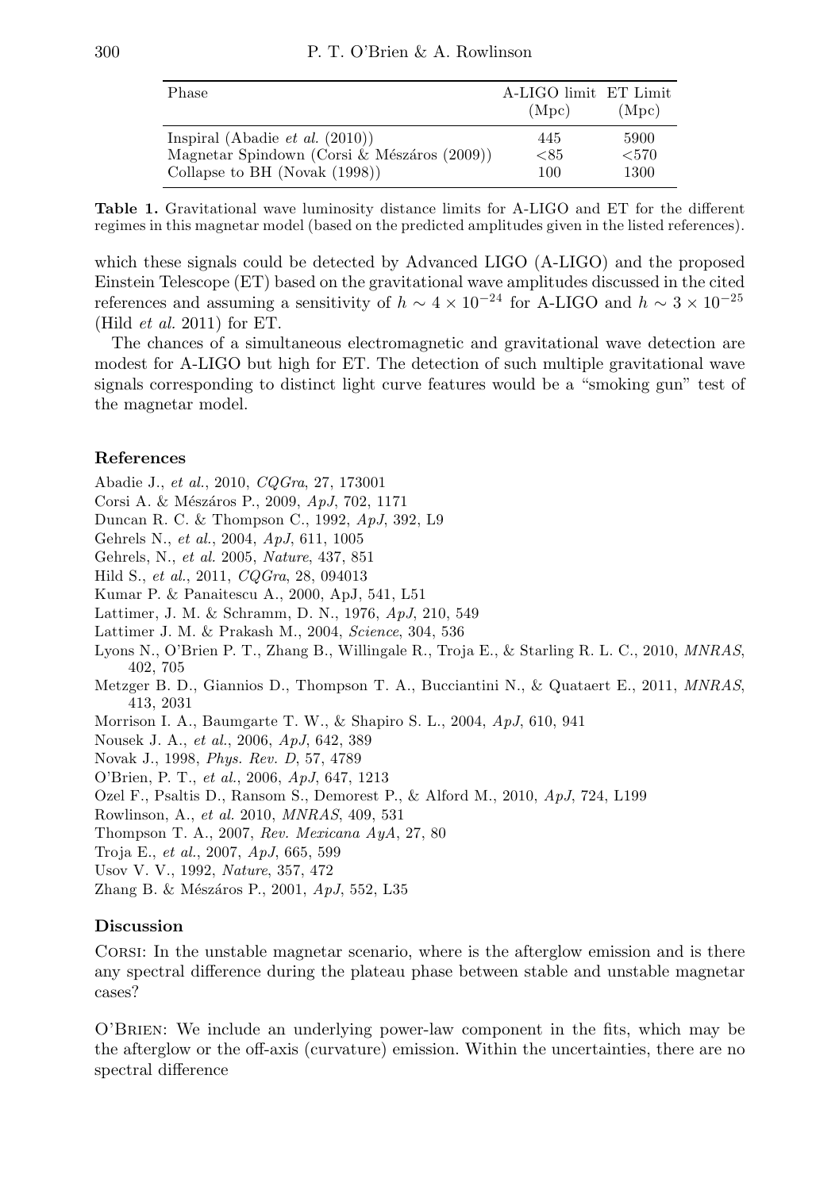| Phase | A-LIGO limit (Mpc) | ET Limit (Mpc) |
|---|---|---|
| Inspiral (Abadie *et al.* (2010)) | 445 | 5900 |
| Magnetar Spindown (Corsi & Mészáros (2009)) | $<85$ | $<570$ |
| Collapse to BH (Novak (1998)) | 100 | 1300 |

**Table 1.** Gravitational wave luminosity distance limits for A-LIGO and ET for the different regimes in this magnetar model (based on the predicted amplitudes given in the listed references).

which these signals could be detected by Advanced LIGO (A-LIGO) and the proposed Einstein Telescope (ET) based on the gravitational wave amplitudes discussed in the cited references and assuming a sensitivity of $h \sim 4 \times 10^{-24}$ for A-LIGO and $h \sim 3 \times 10^{-25}$ (Hild *et al.* 2011) for ET.

The chances of a simultaneous electromagnetic and gravitational wave detection are modest for A-LIGO but high for ET. The detection of such multiple gravitational wave signals corresponding to distinct light curve features would be a "smoking gun" test of the magnetar model.

## References

Abadie J., *et al.*, 2010, *CQGra*, 27, 173001
Corsi A. & Mészáros P., 2009, *ApJ*, 702, 1171
Duncan R. C. & Thompson C., 1992, *ApJ*, 392, L9
Gehrels N., *et al.*, 2004, *ApJ*, 611, 1005
Gehrels, N., *et al.* 2005, *Nature*, 437, 851
Hild S., *et al.*, 2011, *CQGra*, 28, 094013
Kumar P. & Panaitescu A., 2000, ApJ, 541, L51
Lattimer, J. M. & Schramm, D. N., 1976, *ApJ*, 210, 549
Lattimer J. M. & Prakash M., 2004, *Science*, 304, 536
Lyons N., O'Brien P. T., Zhang B., Willingale R., Troja E., & Starling R. L. C., 2010, *MNRAS*, 402, 705
Metzger B. D., Giannios D., Thompson T. A., Bucciantini N., & Quataert E., 2011, *MNRAS*, 413, 2031
Morrison I. A., Baumgarte T. W., & Shapiro S. L., 2004, *ApJ*, 610, 941
Nousek J. A., *et al.*, 2006, *ApJ*, 642, 389
Novak J., 1998, *Phys. Rev. D*, 57, 4789
O'Brien, P. T., *et al.*, 2006, *ApJ*, 647, 1213
Ozel F., Psaltis D., Ransom S., Demorest P., & Alford M., 2010, *ApJ*, 724, L199
Rowlinson, A., *et al.* 2010, *MNRAS*, 409, 531
Thompson T. A., 2007, *Rev. Mexicana AyA*, 27, 80
Troja E., *et al.*, 2007, *ApJ*, 665, 599
Usov V. V., 1992, *Nature*, 357, 472
Zhang B. & Mészáros P., 2001, *ApJ*, 552, L35

## Discussion

Corsi: In the unstable magnetar scenario, where is the afterglow emission and is there any spectral difference during the plateau phase between stable and unstable magnetar cases?

O'Brien: We include an underlying power-law component in the fits, which may be the afterglow or the off-axis (curvature) emission. Within the uncertainties, there are no spectral difference